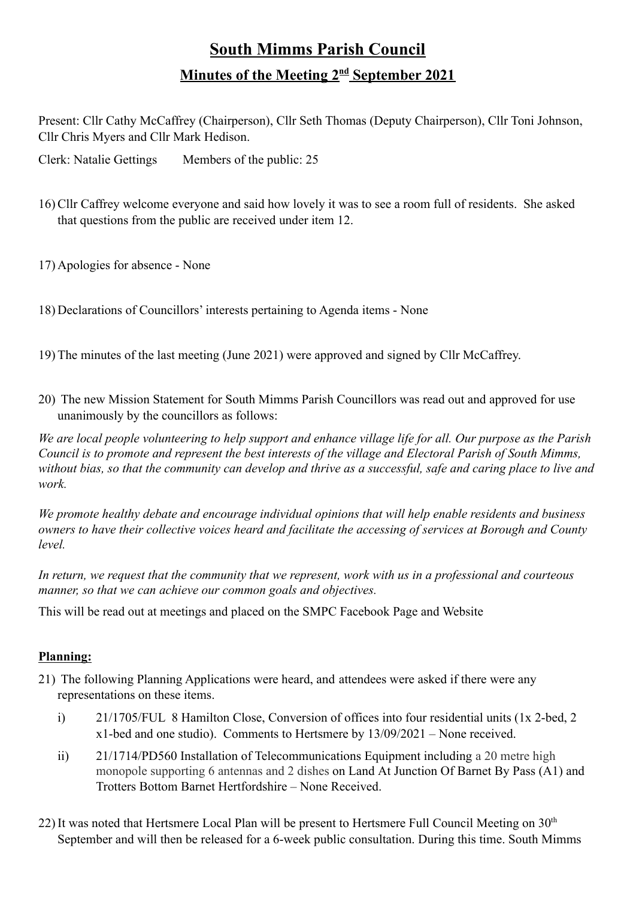# South Mimms Parish Council

## Minutes of the Meeting 2nd September 2021

Present: Cllr Cathy McCaffrey (Chairperson), Cllr Seth Thomas (Deputy Chairperson), Cllr Toni Johnson, Cllr Chris Myers and Cllr Mark Hedison.

Clerk: Natalie Gettings Members of the public: 25

16) Cllr Caffrey welcome everyone and said how lovely it was to see a room full of residents. She asked that questions from the public are received under item 12.

17) Apologies for absence - None

18) Declarations of Councillors' interests pertaining to Agenda items - None

19) The minutes of the last meeting (June 2021) were approved and signed by Cllr McCaffrey.

20) The new Mission Statement for South Mimms Parish Councillors was read out and approved for use unanimously by the councillors as follows:

*We are local people volunteering to help support and enhance village life for all. Our purpose as the Parish Council is to promote and represent the best interests of the village and Electoral Parish of South Mimms, without bias, so that the community can develop and thrive as a successful, safe and caring place to live and work.*

*We promote healthy debate and encourage individual opinions that will help enable residents and business owners to have their collective voices heard and facilitate the accessing of services at Borough and County level.*

*In return, we request that the community that we represent, work with us in a professional and courteous manner, so that we can achieve our common goals and objectives.*

This will be read out at meetings and placed on the SMPC Facebook Page and Website

### Planning:

21) The following Planning Applications were heard, and attendees were asked if there were any representations on these items.

   i) 21/1705/FUL 8 Hamilton Close, Conversion of offices into four residential units (1x 2-bed, 2 x1-bed and one studio). Comments to Hertsmere by 13/09/2021 – None received.

   ii) 21/1714/PD560 Installation of Telecommunications Equipment including a 20 metre high monopole supporting 6 antennas and 2 dishes on Land At Junction Of Barnet By Pass (A1) and Trotters Bottom Barnet Hertfordshire – None Received.

22) It was noted that Hertsmere Local Plan will be present to Hertsmere Full Council Meeting on 30th September and will then be released for a 6-week public consultation. During this time. South Mimms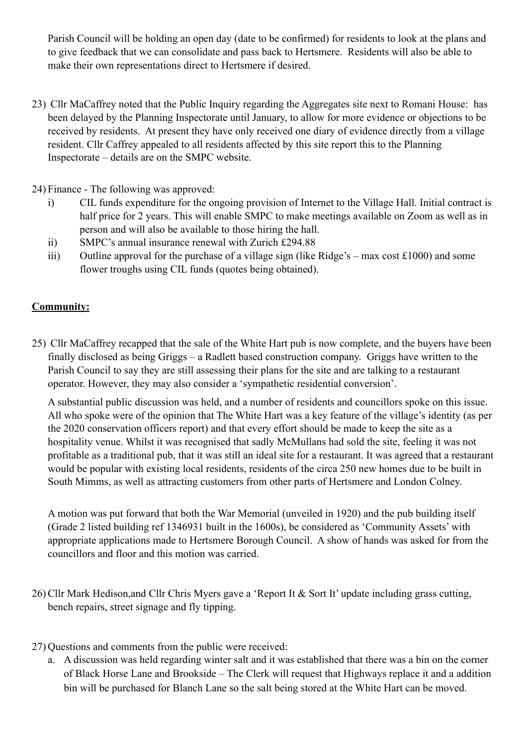Parish Council will be holding an open day (date to be confirmed) for residents to look at the plans and to give feedback that we can consolidate and pass back to Hertsmere. Residents will also be able to make their own representations direct to Hertsmere if desired.

23) Cllr MaCaffrey noted that the Public Inquiry regarding the Aggregates site next to Romani House: has been delayed by the Planning Inspectorate until January, to allow for more evidence or objections to be received by residents. At present they have only received one diary of evidence directly from a village resident. Cllr Caffrey appealed to all residents affected by this site report this to the Planning Inspectorate – details are on the SMPC website.

24) Finance - The following was approved:
    i) CIL funds expenditure for the ongoing provision of Internet to the Village Hall. Initial contract is half price for 2 years. This will enable SMPC to make meetings available on Zoom as well as in person and will also be available to those hiring the hall.
    ii) SMPC's annual insurance renewal with Zurich £294.88
    iii) Outline approval for the purchase of a village sign (like Ridge's – max cost £1000) and some flower troughs using CIL funds (quotes being obtained).

**Community:**

25) Cllr MaCaffrey recapped that the sale of the White Hart pub is now complete, and the buyers have been finally disclosed as being Griggs – a Radlett based construction company. Griggs have written to the Parish Council to say they are still assessing their plans for the site and are talking to a restaurant operator. However, they may also consider a 'sympathetic residential conversion'.

    A substantial public discussion was held, and a number of residents and councillors spoke on this issue. All who spoke were of the opinion that The White Hart was a key feature of the village's identity (as per the 2020 conservation officers report) and that every effort should be made to keep the site as a hospitality venue. Whilst it was recognised that sadly McMullans had sold the site, feeling it was not profitable as a traditional pub, that it was still an ideal site for a restaurant. It was agreed that a restaurant would be popular with existing local residents, residents of the circa 250 new homes due to be built in South Mimms, as well as attracting customers from other parts of Hertsmere and London Colney.

    A motion was put forward that both the War Memorial (unveiled in 1920) and the pub building itself (Grade 2 listed building ref 1346931 built in the 1600s), be considered as 'Community Assets' with appropriate applications made to Hertsmere Borough Council. A show of hands was asked for from the councillors and floor and this motion was carried.

26) Cllr Mark Hedison,and Cllr Chris Myers gave a 'Report It & Sort It' update including grass cutting, bench repairs, street signage and fly tipping.

27) Questions and comments from the public were received:
    a. A discussion was held regarding winter salt and it was established that there was a bin on the corner of Black Horse Lane and Brookside – The Clerk will request that Highways replace it and a addition bin will be purchased for Blanch Lane so the salt being stored at the White Hart can be moved.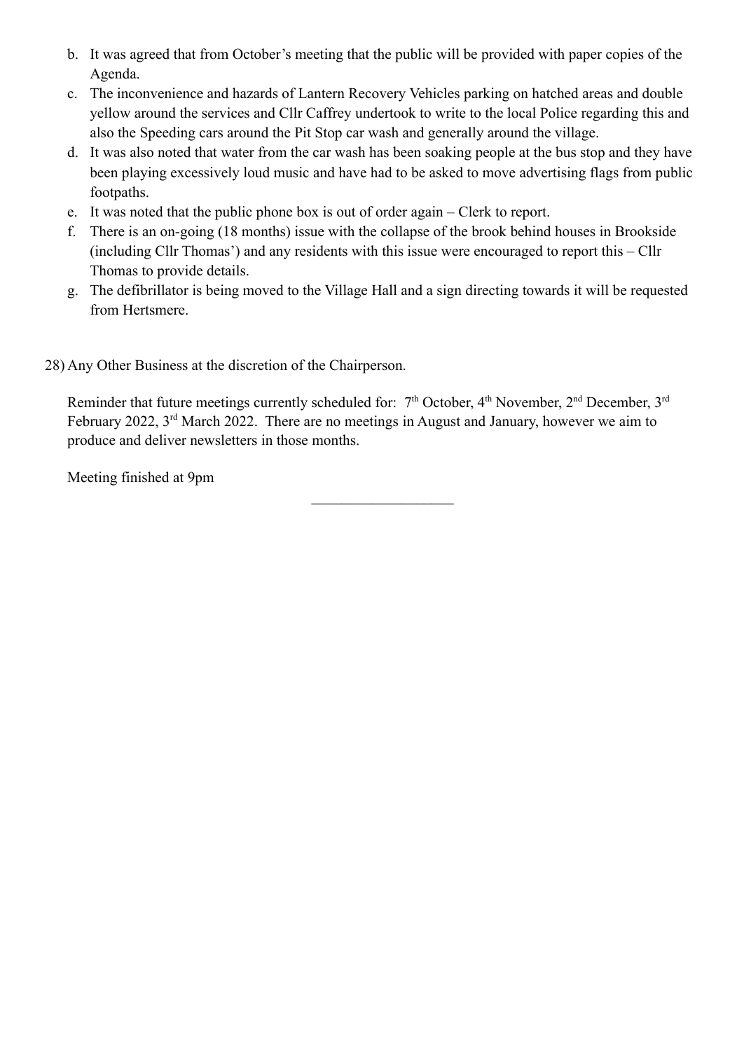b. It was agreed that from October's meeting that the public will be provided with paper copies of the Agenda.
c. The inconvenience and hazards of Lantern Recovery Vehicles parking on hatched areas and double yellow around the services and Cllr Caffrey undertook to write to the local Police regarding this and also the Speeding cars around the Pit Stop car wash and generally around the village.
d. It was also noted that water from the car wash has been soaking people at the bus stop and they have been playing excessively loud music and have had to be asked to move advertising flags from public footpaths.
e. It was noted that the public phone box is out of order again – Clerk to report.
f. There is an on-going (18 months) issue with the collapse of the brook behind houses in Brookside (including Cllr Thomas') and any residents with this issue were encouraged to report this – Cllr Thomas to provide details.
g. The defibrillator is being moved to the Village Hall and a sign directing towards it will be requested from Hertsmere.

28) Any Other Business at the discretion of the Chairperson.

Reminder that future meetings currently scheduled for: 7th October, 4th November, 2nd December, 3rd February 2022, 3rd March 2022. There are no meetings in August and January, however we aim to produce and deliver newsletters in those months.

Meeting finished at 9pm

___________________